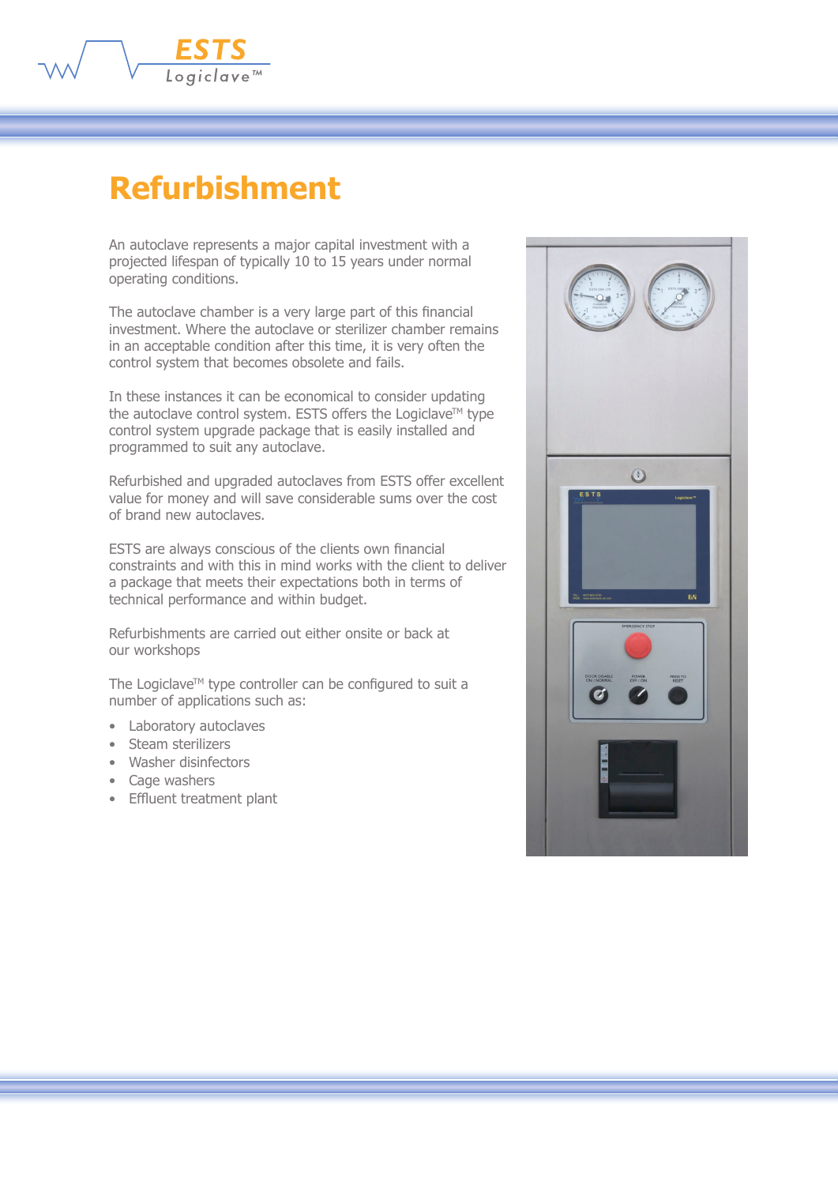# Refurbishment

An autoclave represents a major capital investment with a projected lifespan of typically 10 to 15 years under normal operating conditions.

The autoclave chamber is a very large part of this financial investment. Where the autoclave or sterilizer chamber remains in an acceptable condition after this time, it is very often the control system that becomes obsolete and fails.

In these instances it can be economical to consider updating the autoclave control system. ESTS offers the Logiclave™ type control system upgrade package that is easily installed and programmed to suit any autoclave.

Refurbished and upgraded autoclaves from ESTS offer excellent value for money and will save considerable sums over the cost of brand new autoclaves.

ESTS are always conscious of the clients own financial constraints and with this in mind works with the client to deliver a package that meets their expectations both in terms of technical performance and within budget.

Refurbishments are carried out either onsite or back at our workshops

The Logiclave™ type controller can be configured to suit a number of applications such as:

- Laboratory autoclaves
- Steam sterilizers
- Washer disinfectors
- Cage washers
- Effluent treatment plant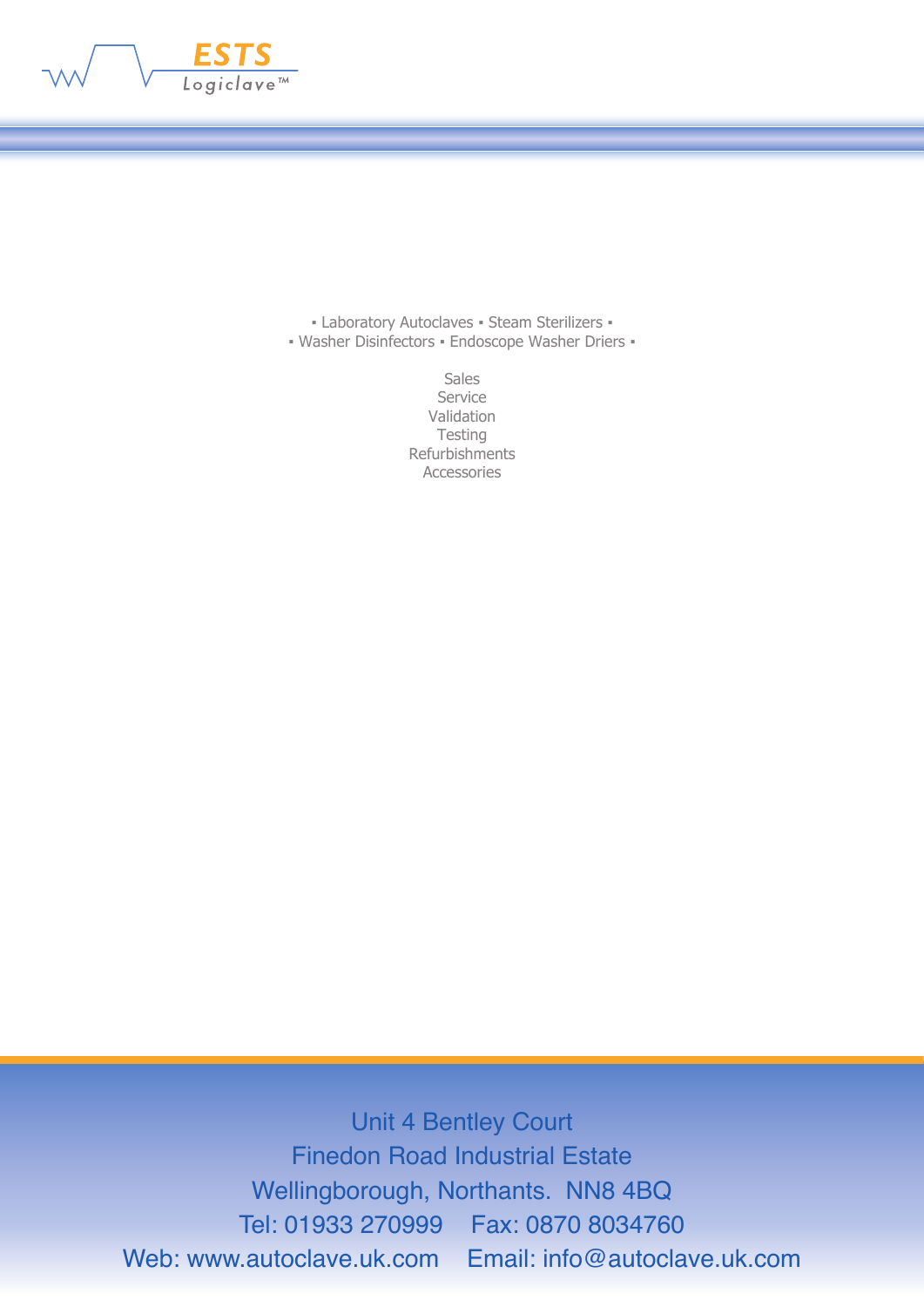ESTS
Logiclave™

▪ Laboratory Autoclaves ▪ Steam Sterilizers ▪
▪ Washer Disinfectors ▪ Endoscope Washer Driers ▪

Sales
Service
Validation
Testing
Refurbishments
Accessories

Unit 4 Bentley Court
Finedon Road Industrial Estate
Wellingborough, Northants.  NN8 4BQ
Tel: 01933 270999    Fax: 0870 8034760
Web: www.autoclave.uk.com    Email: info@autoclave.uk.com